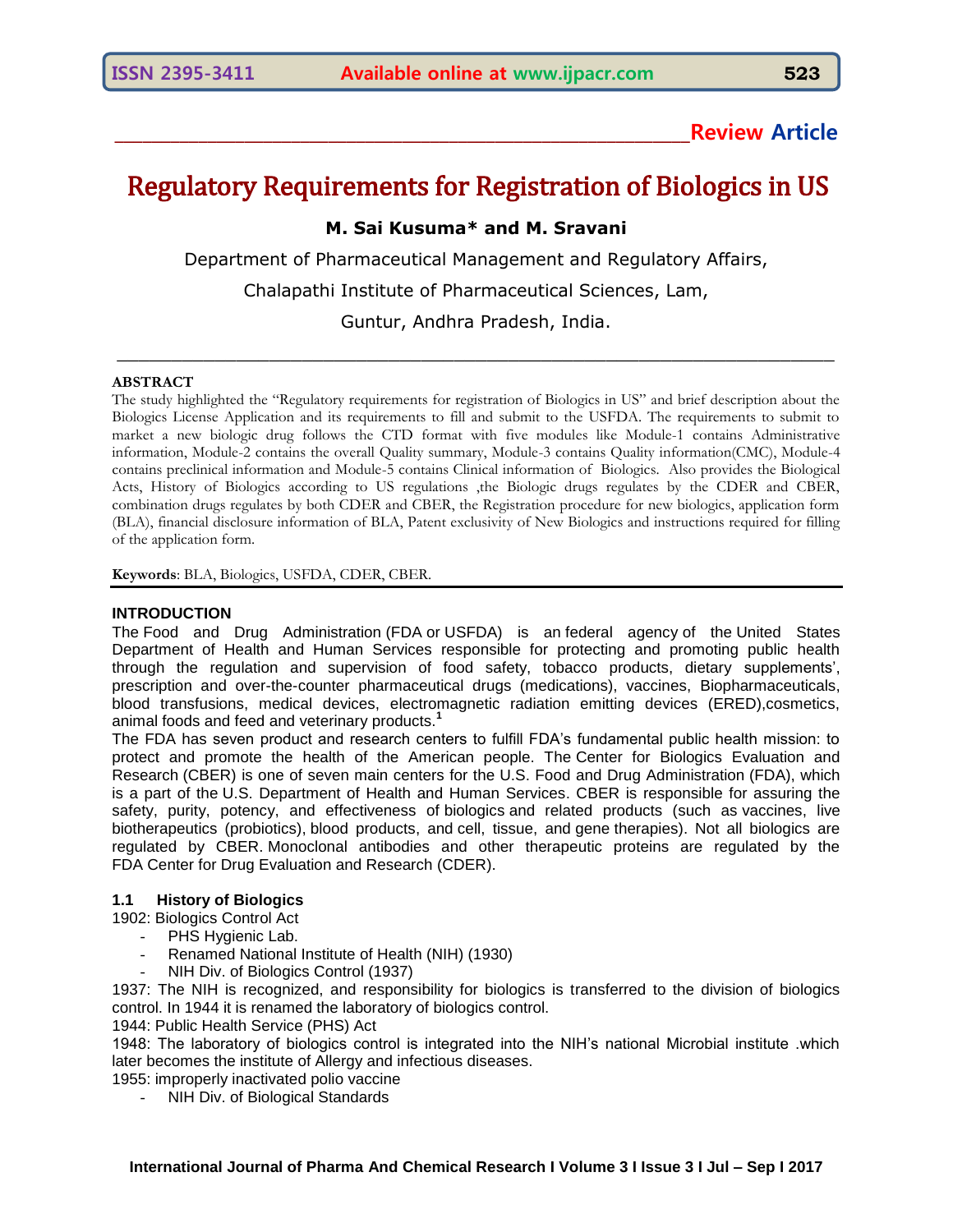**Review Article**

# Regulatory Requirements for Registration of Biologics in US

**M. Sai Kusuma* and M. Sravani**

Department of Pharmaceutical Management and Regulatory Affairs,

Chalapathi Institute of Pharmaceutical Sciences, Lam,

Guntur, Andhra Pradesh, India.

---

**ABSTRACT**

The study highlighted the "Regulatory requirements for registration of Biologics in US" and brief description about the Biologics License Application and its requirements to fill and submit to the USFDA. The requirements to submit to market a new biologic drug follows the CTD format with five modules like Module-1 contains Administrative information, Module-2 contains the overall Quality summary, Module-3 contains Quality information(CMC), Module-4 contains preclinical information and Module-5 contains Clinical information of Biologics. Also provides the Biological Acts, History of Biologics according to US regulations ,the Biologic drugs regulates by the CDER and CBER, combination drugs regulates by both CDER and CBER, the Registration procedure for new biologics, application form (BLA), financial disclosure information of BLA, Patent exclusivity of New Biologics and instructions required for filling of the application form.

**Keywords**: BLA, Biologics, USFDA, CDER, CBER.

---

## INTRODUCTION

The Food and Drug Administration (FDA or USFDA) is an federal agency of the United States Department of Health and Human Services responsible for protecting and promoting public health through the regulation and supervision of food safety, tobacco products, dietary supplements', prescription and over-the-counter pharmaceutical drugs (medications), vaccines, Biopharmaceuticals, blood transfusions, medical devices, electromagnetic radiation emitting devices (ERED),cosmetics, animal foods and feed and veterinary products.[1]

The FDA has seven product and research centers to fulfill FDA's fundamental public health mission: to protect and promote the health of the American people. The Center for Biologics Evaluation and Research (CBER) is one of seven main centers for the U.S. Food and Drug Administration (FDA), which is a part of the U.S. Department of Health and Human Services. CBER is responsible for assuring the safety, purity, potency, and effectiveness of biologics and related products (such as vaccines, live biotherapeutics (probiotics), blood products, and cell, tissue, and gene therapies). Not all biologics are regulated by CBER. Monoclonal antibodies and other therapeutic proteins are regulated by the FDA Center for Drug Evaluation and Research (CDER).

### 1.1 History of Biologics

1902: Biologics Control Act

- PHS Hygienic Lab.
- Renamed National Institute of Health (NIH) (1930)
- NIH Div. of Biologics Control (1937)

1937: The NIH is recognized, and responsibility for biologics is transferred to the division of biologics control. In 1944 it is renamed the laboratory of biologics control.

1944: Public Health Service (PHS) Act

1948: The laboratory of biologics control is integrated into the NIH's national Microbial institute .which later becomes the institute of Allergy and infectious diseases.

1955: improperly inactivated polio vaccine

- NIH Div. of Biological Standards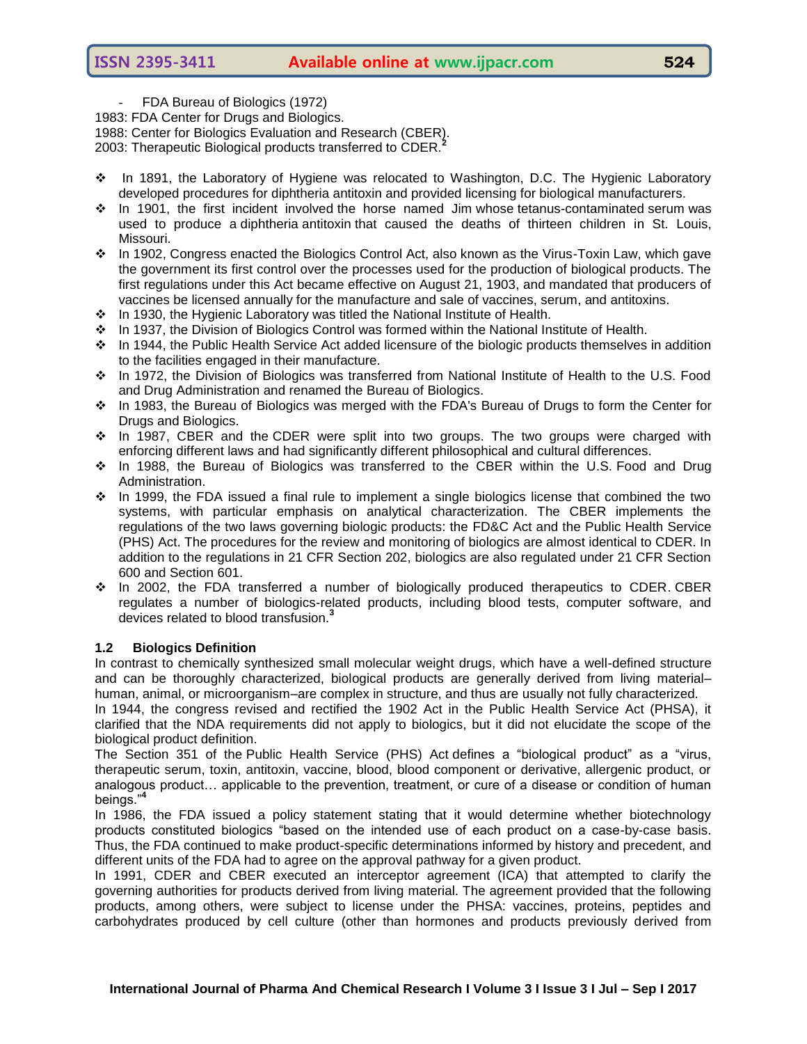- FDA Bureau of Biologics (1972)

1983: FDA Center for Drugs and Biologics.
1988: Center for Biologics Evaluation and Research (CBER).
2003: Therapeutic Biological products transferred to CDER.[2]

- In 1891, the Laboratory of Hygiene was relocated to Washington, D.C. The Hygienic Laboratory developed procedures for diphtheria antitoxin and provided licensing for biological manufacturers.
- In 1901, the first incident involved the horse named Jim whose tetanus-contaminated serum was used to produce a diphtheria antitoxin that caused the deaths of thirteen children in St. Louis, Missouri.
- In 1902, Congress enacted the Biologics Control Act, also known as the Virus-Toxin Law, which gave the government its first control over the processes used for the production of biological products. The first regulations under this Act became effective on August 21, 1903, and mandated that producers of vaccines be licensed annually for the manufacture and sale of vaccines, serum, and antitoxins.
- In 1930, the Hygienic Laboratory was titled the National Institute of Health.
- In 1937, the Division of Biologics Control was formed within the National Institute of Health.
- In 1944, the Public Health Service Act added licensure of the biologic products themselves in addition to the facilities engaged in their manufacture.
- In 1972, the Division of Biologics was transferred from National Institute of Health to the U.S. Food and Drug Administration and renamed the Bureau of Biologics.
- In 1983, the Bureau of Biologics was merged with the FDA's Bureau of Drugs to form the Center for Drugs and Biologics.
- In 1987, CBER and the CDER were split into two groups. The two groups were charged with enforcing different laws and had significantly different philosophical and cultural differences.
- In 1988, the Bureau of Biologics was transferred to the CBER within the U.S. Food and Drug Administration.
- In 1999, the FDA issued a final rule to implement a single biologics license that combined the two systems, with particular emphasis on analytical characterization. The CBER implements the regulations of the two laws governing biologic products: the FD&C Act and the Public Health Service (PHS) Act. The procedures for the review and monitoring of biologics are almost identical to CDER. In addition to the regulations in 21 CFR Section 202, biologics are also regulated under 21 CFR Section 600 and Section 601.
- In 2002, the FDA transferred a number of biologically produced therapeutics to CDER. CBER regulates a number of biologics-related products, including blood tests, computer software, and devices related to blood transfusion.[3]

### 1.2 Biologics Definition

In contrast to chemically synthesized small molecular weight drugs, which have a well-defined structure and can be thoroughly characterized, biological products are generally derived from living material– human, animal, or microorganism–are complex in structure, and thus are usually not fully characterized.

In 1944, the congress revised and rectified the 1902 Act in the Public Health Service Act (PHSA), it clarified that the NDA requirements did not apply to biologics, but it did not elucidate the scope of the biological product definition.

The Section 351 of the Public Health Service (PHS) Act defines a "biological product" as a "virus, therapeutic serum, toxin, antitoxin, vaccine, blood, blood component or derivative, allergenic product, or analogous product… applicable to the prevention, treatment, or cure of a disease or condition of human beings."[4]

In 1986, the FDA issued a policy statement stating that it would determine whether biotechnology products constituted biologics "based on the intended use of each product on a case-by-case basis. Thus, the FDA continued to make product-specific determinations informed by history and precedent, and different units of the FDA had to agree on the approval pathway for a given product.

In 1991, CDER and CBER executed an interceptor agreement (ICA) that attempted to clarify the governing authorities for products derived from living material. The agreement provided that the following products, among others, were subject to license under the PHSA: vaccines, proteins, peptides and carbohydrates produced by cell culture (other than hormones and products previously derived from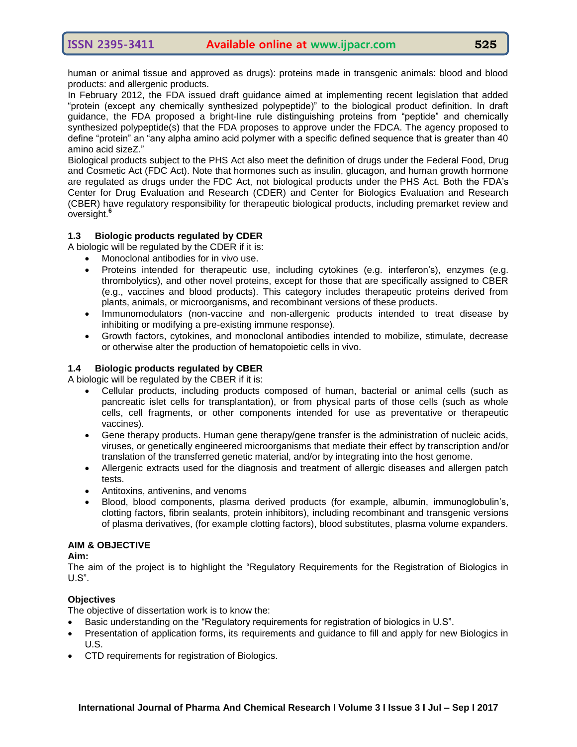human or animal tissue and approved as drugs): proteins made in transgenic animals: blood and blood products: and allergenic products.

In February 2012, the FDA issued draft guidance aimed at implementing recent legislation that added "protein (except any chemically synthesized polypeptide)" to the biological product definition. In draft guidance, the FDA proposed a bright-line rule distinguishing proteins from "peptide" and chemically synthesized polypeptide(s) that the FDA proposes to approve under the FDCA. The agency proposed to define "protein" an "any alpha amino acid polymer with a specific defined sequence that is greater than 40 amino acid sizeZ."

Biological products subject to the PHS Act also meet the definition of drugs under the Federal Food, Drug and Cosmetic Act (FDC Act). Note that hormones such as insulin, glucagon, and human growth hormone are regulated as drugs under the FDC Act, not biological products under the PHS Act. Both the FDA's Center for Drug Evaluation and Research (CDER) and Center for Biologics Evaluation and Research (CBER) have regulatory responsibility for therapeutic biological products, including premarket review and oversight.[6]

### 1.3 Biologic products regulated by CDER

A biologic will be regulated by the CDER if it is:

- Monoclonal antibodies for in vivo use.
- Proteins intended for therapeutic use, including cytokines (e.g. interferon's), enzymes (e.g. thrombolytics), and other novel proteins, except for those that are specifically assigned to CBER (e.g., vaccines and blood products). This category includes therapeutic proteins derived from plants, animals, or microorganisms, and recombinant versions of these products.
- Immunomodulators (non-vaccine and non-allergenic products intended to treat disease by inhibiting or modifying a pre-existing immune response).
- Growth factors, cytokines, and monoclonal antibodies intended to mobilize, stimulate, decrease or otherwise alter the production of hematopoietic cells in vivo.

### 1.4 Biologic products regulated by CBER

A biologic will be regulated by the CBER if it is:

- Cellular products, including products composed of human, bacterial or animal cells (such as pancreatic islet cells for transplantation), or from physical parts of those cells (such as whole cells, cell fragments, or other components intended for use as preventative or therapeutic vaccines).
- Gene therapy products. Human gene therapy/gene transfer is the administration of nucleic acids, viruses, or genetically engineered microorganisms that mediate their effect by transcription and/or translation of the transferred genetic material, and/or by integrating into the host genome.
- Allergenic extracts used for the diagnosis and treatment of allergic diseases and allergen patch tests.
- Antitoxins, antivenins, and venoms
- Blood, blood components, plasma derived products (for example, albumin, immunoglobulin's, clotting factors, fibrin sealants, protein inhibitors), including recombinant and transgenic versions of plasma derivatives, (for example clotting factors), blood substitutes, plasma volume expanders.

## AIM & OBJECTIVE

**Aim:**

The aim of the project is to highlight the "Regulatory Requirements for the Registration of Biologics in U.S".

**Objectives**

The objective of dissertation work is to know the:

- Basic understanding on the "Regulatory requirements for registration of biologics in U.S".
- Presentation of application forms, its requirements and guidance to fill and apply for new Biologics in U.S.
- CTD requirements for registration of Biologics.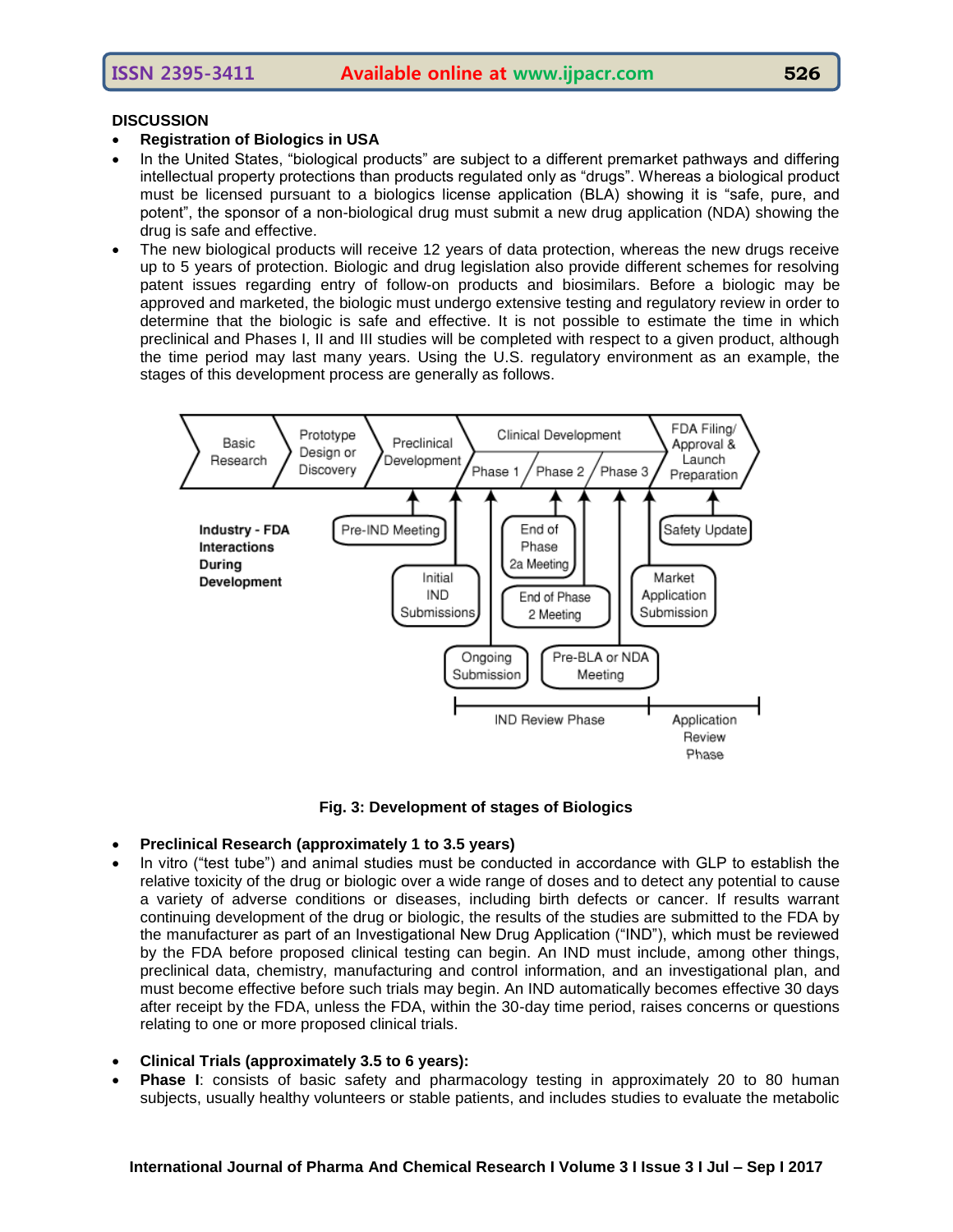**DISCUSSION**

- **Registration of Biologics in USA**
- In the United States, "biological products" are subject to a different premarket pathways and differing intellectual property protections than products regulated only as "drugs". Whereas a biological product must be licensed pursuant to a biologics license application (BLA) showing it is "safe, pure, and potent", the sponsor of a non-biological drug must submit a new drug application (NDA) showing the drug is safe and effective.
- The new biological products will receive 12 years of data protection, whereas the new drugs receive up to 5 years of protection. Biologic and drug legislation also provide different schemes for resolving patent issues regarding entry of follow-on products and biosimilars. Before a biologic may be approved and marketed, the biologic must undergo extensive testing and regulatory review in order to determine that the biologic is safe and effective. It is not possible to estimate the time in which preclinical and Phases I, II and III studies will be completed with respect to a given product, although the time period may last many years. Using the U.S. regulatory environment as an example, the stages of this development process are generally as follows.

**Fig. 3: Development of stages of Biologics**

- **Preclinical Research (approximately 1 to 3.5 years)**
- In vitro ("test tube") and animal studies must be conducted in accordance with GLP to establish the relative toxicity of the drug or biologic over a wide range of doses and to detect any potential to cause a variety of adverse conditions or diseases, including birth defects or cancer. If results warrant continuing development of the drug or biologic, the results of the studies are submitted to the FDA by the manufacturer as part of an Investigational New Drug Application ("IND"), which must be reviewed by the FDA before proposed clinical testing can begin. An IND must include, among other things, preclinical data, chemistry, manufacturing and control information, and an investigational plan, and must become effective before such trials may begin. An IND automatically becomes effective 30 days after receipt by the FDA, unless the FDA, within the 30-day time period, raises concerns or questions relating to one or more proposed clinical trials.

- **Clinical Trials (approximately 3.5 to 6 years):**
- **Phase I**: consists of basic safety and pharmacology testing in approximately 20 to 80 human subjects, usually healthy volunteers or stable patients, and includes studies to evaluate the metabolic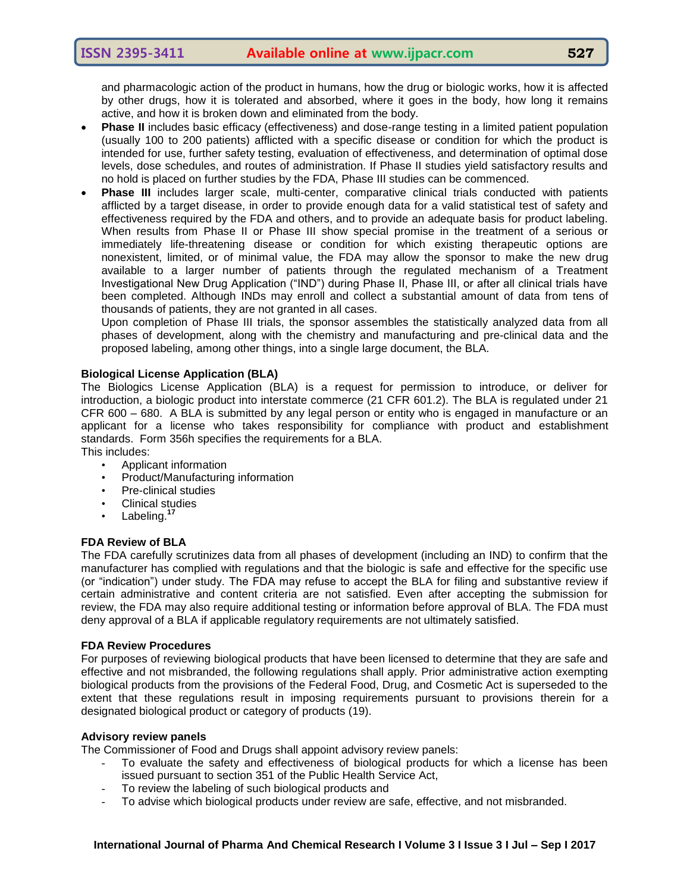and pharmacologic action of the product in humans, how the drug or biologic works, how it is affected by other drugs, how it is tolerated and absorbed, where it goes in the body, how long it remains active, and how it is broken down and eliminated from the body.

- **Phase II** includes basic efficacy (effectiveness) and dose-range testing in a limited patient population (usually 100 to 200 patients) afflicted with a specific disease or condition for which the product is intended for use, further safety testing, evaluation of effectiveness, and determination of optimal dose levels, dose schedules, and routes of administration. If Phase II studies yield satisfactory results and no hold is placed on further studies by the FDA, Phase III studies can be commenced.
- **Phase III** includes larger scale, multi-center, comparative clinical trials conducted with patients afflicted by a target disease, in order to provide enough data for a valid statistical test of safety and effectiveness required by the FDA and others, and to provide an adequate basis for product labeling. When results from Phase II or Phase III show special promise in the treatment of a serious or immediately life-threatening disease or condition for which existing therapeutic options are nonexistent, limited, or of minimal value, the FDA may allow the sponsor to make the new drug available to a larger number of patients through the regulated mechanism of a Treatment Investigational New Drug Application ("IND") during Phase II, Phase III, or after all clinical trials have been completed. Although INDs may enroll and collect a substantial amount of data from tens of thousands of patients, they are not granted in all cases.

  Upon completion of Phase III trials, the sponsor assembles the statistically analyzed data from all phases of development, along with the chemistry and manufacturing and pre-clinical data and the proposed labeling, among other things, into a single large document, the BLA.

**Biological License Application (BLA)**

The Biologics License Application (BLA) is a request for permission to introduce, or deliver for introduction, a biologic product into interstate commerce (21 CFR 601.2). The BLA is regulated under 21 CFR 600 – 680. A BLA is submitted by any legal person or entity who is engaged in manufacture or an applicant for a license who takes responsibility for compliance with product and establishment standards. Form 356h specifies the requirements for a BLA.

This includes:

- Applicant information
- Product/Manufacturing information
- Pre-clinical studies
- Clinical studies
- Labeling.[17]

**FDA Review of BLA**

The FDA carefully scrutinizes data from all phases of development (including an IND) to confirm that the manufacturer has complied with regulations and that the biologic is safe and effective for the specific use (or "indication") under study. The FDA may refuse to accept the BLA for filing and substantive review if certain administrative and content criteria are not satisfied. Even after accepting the submission for review, the FDA may also require additional testing or information before approval of BLA. The FDA must deny approval of a BLA if applicable regulatory requirements are not ultimately satisfied.

**FDA Review Procedures**

For purposes of reviewing biological products that have been licensed to determine that they are safe and effective and not misbranded, the following regulations shall apply. Prior administrative action exempting biological products from the provisions of the Federal Food, Drug, and Cosmetic Act is superseded to the extent that these regulations result in imposing requirements pursuant to provisions therein for a designated biological product or category of products (19).

**Advisory review panels**

The Commissioner of Food and Drugs shall appoint advisory review panels:

- To evaluate the safety and effectiveness of biological products for which a license has been issued pursuant to section 351 of the Public Health Service Act,
- To review the labeling of such biological products and
- To advise which biological products under review are safe, effective, and not misbranded.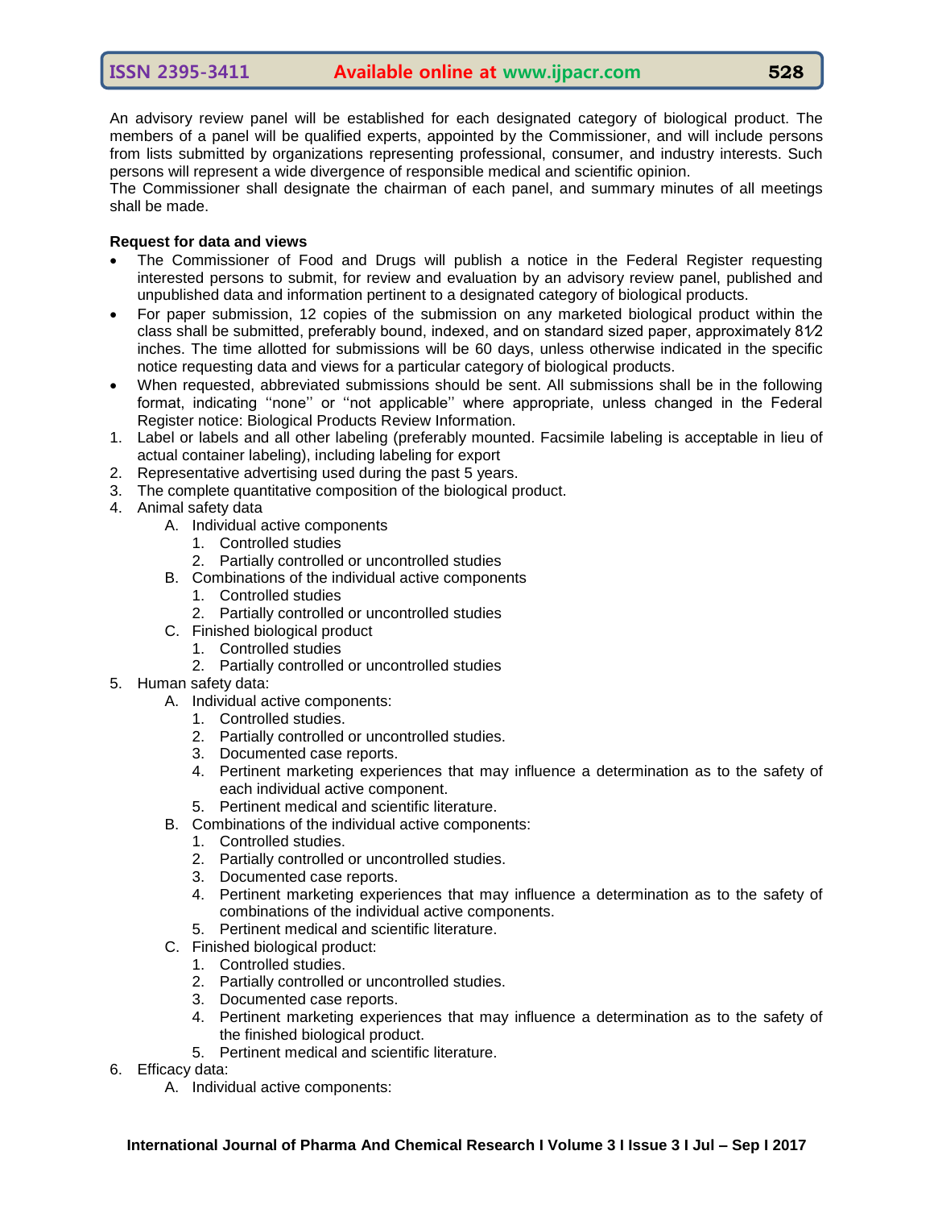An advisory review panel will be established for each designated category of biological product. The members of a panel will be qualified experts, appointed by the Commissioner, and will include persons from lists submitted by organizations representing professional, consumer, and industry interests. Such persons will represent a wide divergence of responsible medical and scientific opinion.
The Commissioner shall designate the chairman of each panel, and summary minutes of all meetings shall be made.

**Request for data and views**

- The Commissioner of Food and Drugs will publish a notice in the Federal Register requesting interested persons to submit, for review and evaluation by an advisory review panel, published and unpublished data and information pertinent to a designated category of biological products.
- For paper submission, 12 copies of the submission on any marketed biological product within the class shall be submitted, preferably bound, indexed, and on standard sized paper, approximately 81⁄2 inches. The time allotted for submissions will be 60 days, unless otherwise indicated in the specific notice requesting data and views for a particular category of biological products.
- When requested, abbreviated submissions should be sent. All submissions shall be in the following format, indicating ''none'' or ''not applicable'' where appropriate, unless changed in the Federal Register notice: Biological Products Review Information.

1. Label or labels and all other labeling (preferably mounted. Facsimile labeling is acceptable in lieu of actual container labeling), including labeling for export
2. Representative advertising used during the past 5 years.
3. The complete quantitative composition of the biological product.
4. Animal safety data
    - A. Individual active components
        1. Controlled studies
        2. Partially controlled or uncontrolled studies
    - B. Combinations of the individual active components
        1. Controlled studies
        2. Partially controlled or uncontrolled studies
    - C. Finished biological product
        1. Controlled studies
        2. Partially controlled or uncontrolled studies
5. Human safety data:
    - A. Individual active components:
        1. Controlled studies.
        2. Partially controlled or uncontrolled studies.
        3. Documented case reports.
        4. Pertinent marketing experiences that may influence a determination as to the safety of each individual active component.
        5. Pertinent medical and scientific literature.
    - B. Combinations of the individual active components:
        1. Controlled studies.
        2. Partially controlled or uncontrolled studies.
        3. Documented case reports.
        4. Pertinent marketing experiences that may influence a determination as to the safety of combinations of the individual active components.
        5. Pertinent medical and scientific literature.
    - C. Finished biological product:
        1. Controlled studies.
        2. Partially controlled or uncontrolled studies.
        3. Documented case reports.
        4. Pertinent marketing experiences that may influence a determination as to the safety of the finished biological product.
        5. Pertinent medical and scientific literature.
6. Efficacy data:
    - A. Individual active components: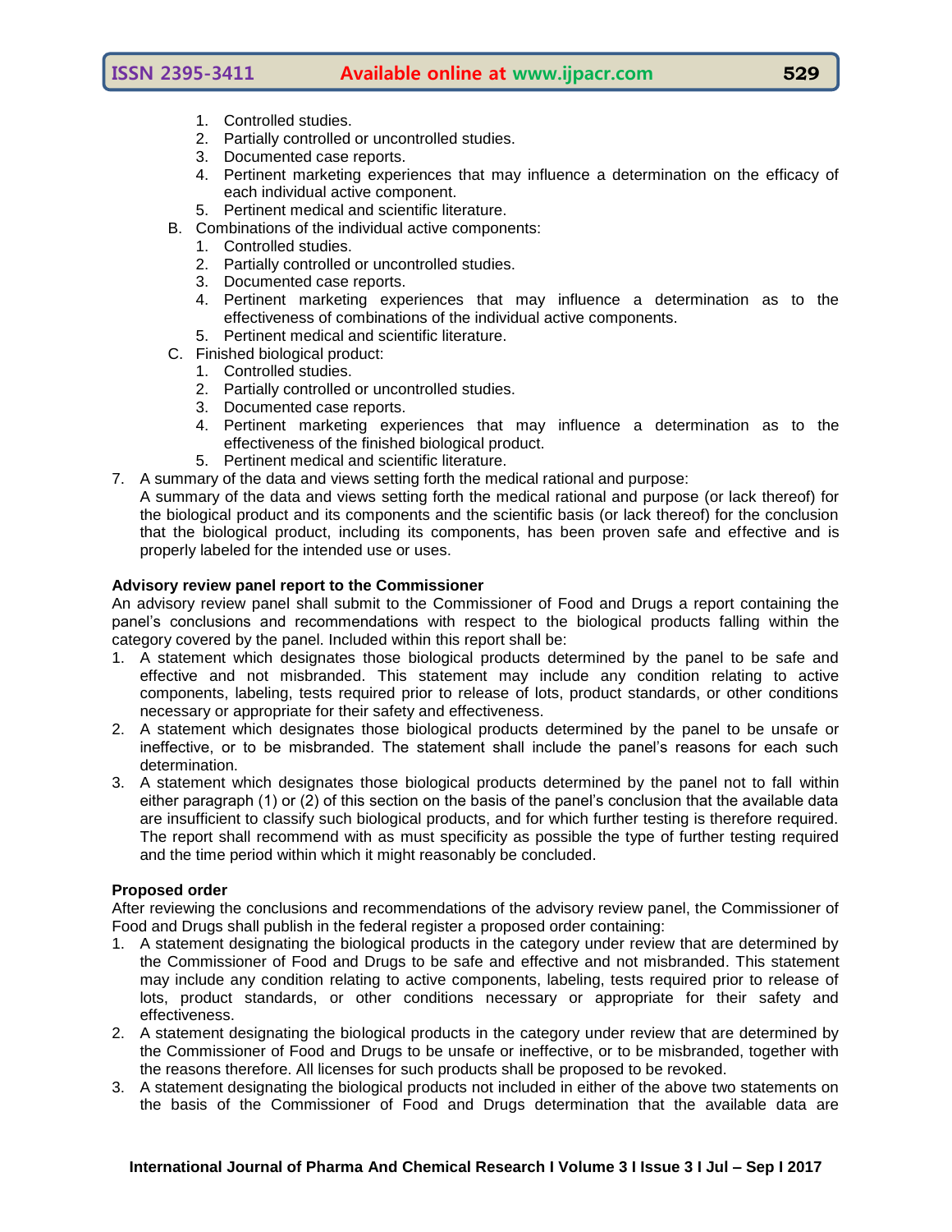1. Controlled studies.
2. Partially controlled or uncontrolled studies.
3. Documented case reports.
4. Pertinent marketing experiences that may influence a determination on the efficacy of each individual active component.
5. Pertinent medical and scientific literature.

B. Combinations of the individual active components:

1. Controlled studies.
2. Partially controlled or uncontrolled studies.
3. Documented case reports.
4. Pertinent marketing experiences that may influence a determination as to the effectiveness of combinations of the individual active components.
5. Pertinent medical and scientific literature.

C. Finished biological product:

1. Controlled studies.
2. Partially controlled or uncontrolled studies.
3. Documented case reports.
4. Pertinent marketing experiences that may influence a determination as to the effectiveness of the finished biological product.
5. Pertinent medical and scientific literature.

7. A summary of the data and views setting forth the medical rational and purpose:
   A summary of the data and views setting forth the medical rational and purpose (or lack thereof) for the biological product and its components and the scientific basis (or lack thereof) for the conclusion that the biological product, including its components, has been proven safe and effective and is properly labeled for the intended use or uses.

**Advisory review panel report to the Commissioner**

An advisory review panel shall submit to the Commissioner of Food and Drugs a report containing the panel's conclusions and recommendations with respect to the biological products falling within the category covered by the panel. Included within this report shall be:

1. A statement which designates those biological products determined by the panel to be safe and effective and not misbranded. This statement may include any condition relating to active components, labeling, tests required prior to release of lots, product standards, or other conditions necessary or appropriate for their safety and effectiveness.
2. A statement which designates those biological products determined by the panel to be unsafe or ineffective, or to be misbranded. The statement shall include the panel's reasons for each such determination.
3. A statement which designates those biological products determined by the panel not to fall within either paragraph (1) or (2) of this section on the basis of the panel's conclusion that the available data are insufficient to classify such biological products, and for which further testing is therefore required. The report shall recommend with as must specificity as possible the type of further testing required and the time period within which it might reasonably be concluded.

**Proposed order**

After reviewing the conclusions and recommendations of the advisory review panel, the Commissioner of Food and Drugs shall publish in the federal register a proposed order containing:

1. A statement designating the biological products in the category under review that are determined by the Commissioner of Food and Drugs to be safe and effective and not misbranded. This statement may include any condition relating to active components, labeling, tests required prior to release of lots, product standards, or other conditions necessary or appropriate for their safety and effectiveness.
2. A statement designating the biological products in the category under review that are determined by the Commissioner of Food and Drugs to be unsafe or ineffective, or to be misbranded, together with the reasons therefore. All licenses for such products shall be proposed to be revoked.
3. A statement designating the biological products not included in either of the above two statements on the basis of the Commissioner of Food and Drugs determination that the available data are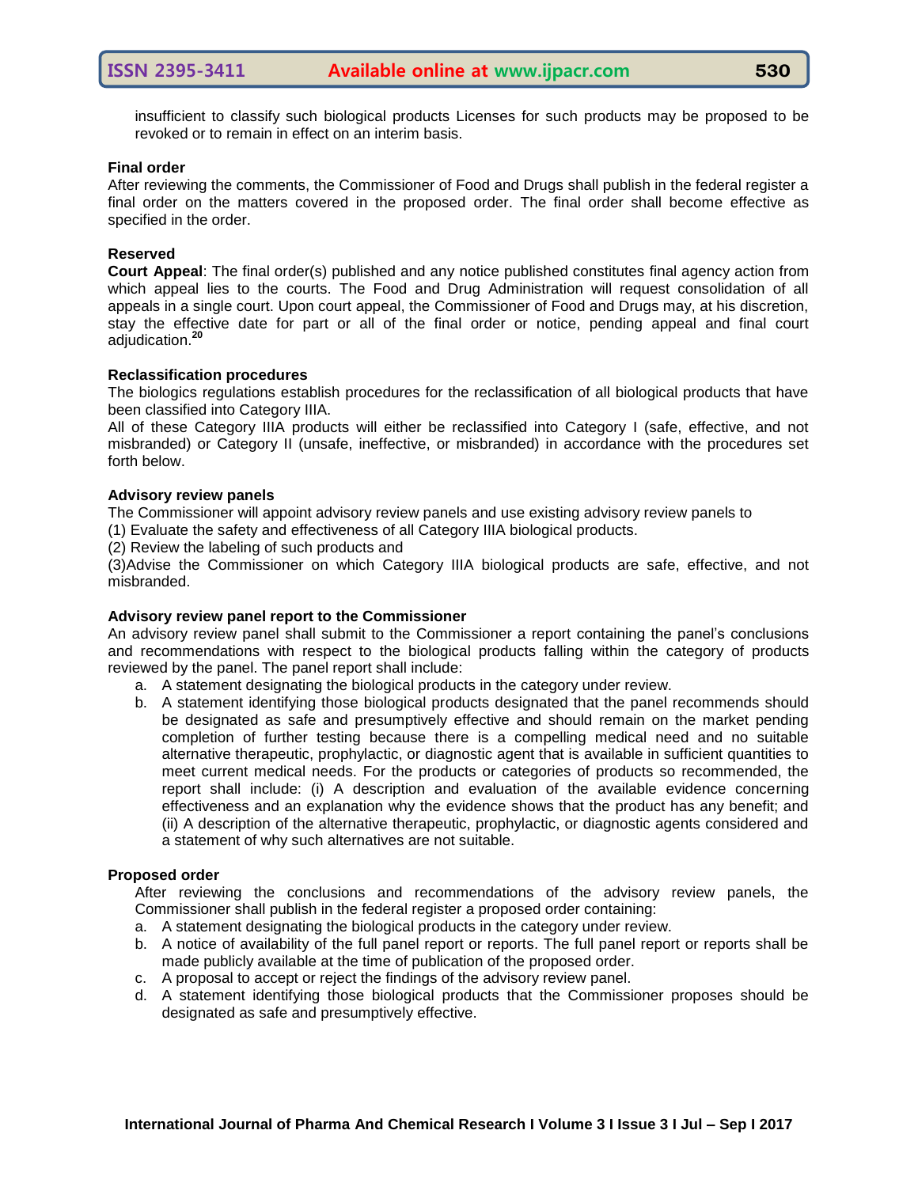insufficient to classify such biological products Licenses for such products may be proposed to be revoked or to remain in effect on an interim basis.

**Final order**

After reviewing the comments, the Commissioner of Food and Drugs shall publish in the federal register a final order on the matters covered in the proposed order. The final order shall become effective as specified in the order.

**Reserved**

**Court Appeal**: The final order(s) published and any notice published constitutes final agency action from which appeal lies to the courts. The Food and Drug Administration will request consolidation of all appeals in a single court. Upon court appeal, the Commissioner of Food and Drugs may, at his discretion, stay the effective date for part or all of the final order or notice, pending appeal and final court adjudication.[20]

**Reclassification procedures**

The biologics regulations establish procedures for the reclassification of all biological products that have been classified into Category IIIA.

All of these Category IIIA products will either be reclassified into Category I (safe, effective, and not misbranded) or Category II (unsafe, ineffective, or misbranded) in accordance with the procedures set forth below.

**Advisory review panels**

The Commissioner will appoint advisory review panels and use existing advisory review panels to

(1) Evaluate the safety and effectiveness of all Category IIIA biological products.

(2) Review the labeling of such products and

(3)Advise the Commissioner on which Category IIIA biological products are safe, effective, and not misbranded.

**Advisory review panel report to the Commissioner**

An advisory review panel shall submit to the Commissioner a report containing the panel's conclusions and recommendations with respect to the biological products falling within the category of products reviewed by the panel. The panel report shall include:

a. A statement designating the biological products in the category under review.
b. A statement identifying those biological products designated that the panel recommends should be designated as safe and presumptively effective and should remain on the market pending completion of further testing because there is a compelling medical need and no suitable alternative therapeutic, prophylactic, or diagnostic agent that is available in sufficient quantities to meet current medical needs. For the products or categories of products so recommended, the report shall include: (i) A description and evaluation of the available evidence concerning effectiveness and an explanation why the evidence shows that the product has any benefit; and (ii) A description of the alternative therapeutic, prophylactic, or diagnostic agents considered and a statement of why such alternatives are not suitable.

**Proposed order**

After reviewing the conclusions and recommendations of the advisory review panels, the Commissioner shall publish in the federal register a proposed order containing:

a. A statement designating the biological products in the category under review.
b. A notice of availability of the full panel report or reports. The full panel report or reports shall be made publicly available at the time of publication of the proposed order.
c. A proposal to accept or reject the findings of the advisory review panel.
d. A statement identifying those biological products that the Commissioner proposes should be designated as safe and presumptively effective.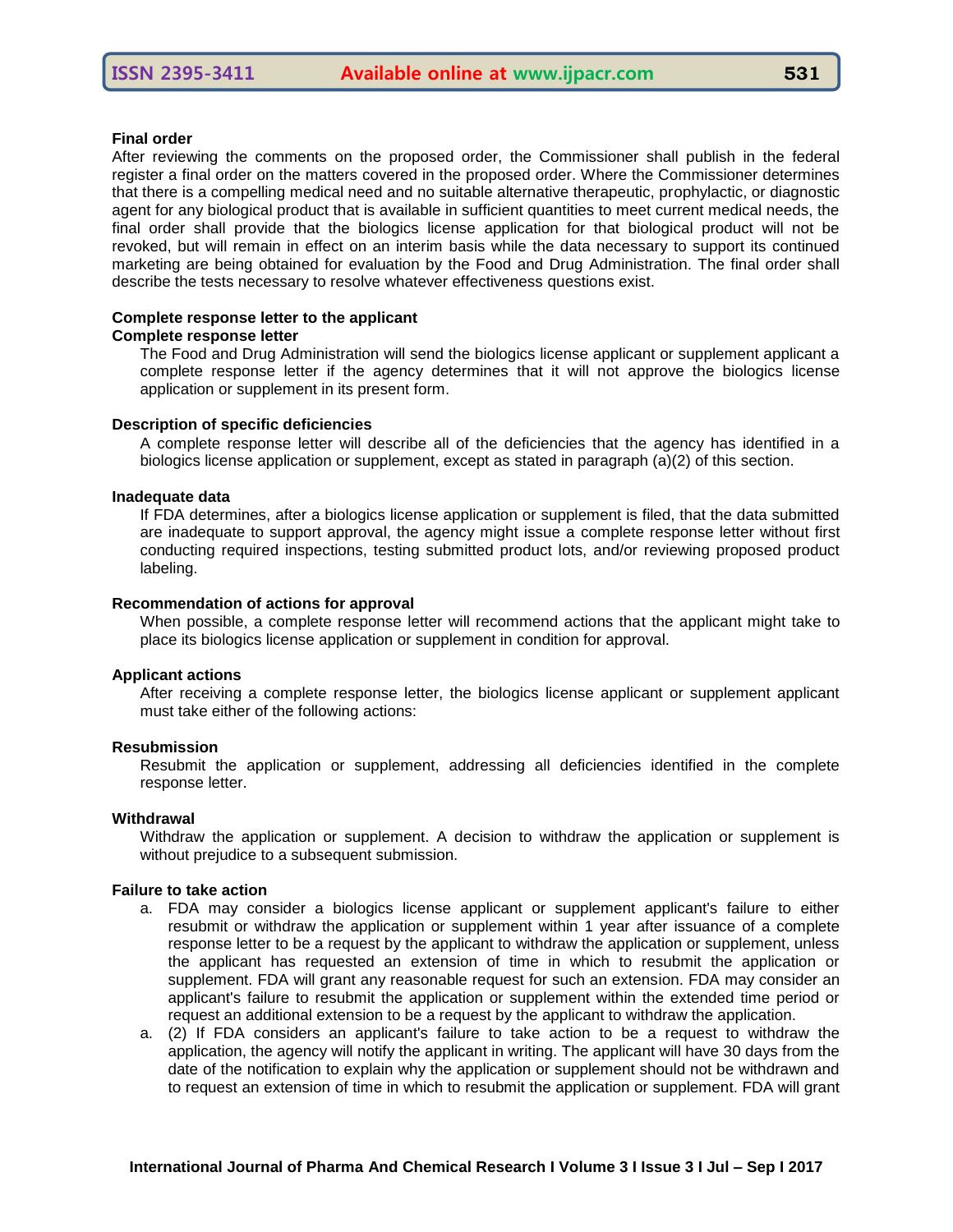**Final order**

After reviewing the comments on the proposed order, the Commissioner shall publish in the federal register a final order on the matters covered in the proposed order. Where the Commissioner determines that there is a compelling medical need and no suitable alternative therapeutic, prophylactic, or diagnostic agent for any biological product that is available in sufficient quantities to meet current medical needs, the final order shall provide that the biologics license application for that biological product will not be revoked, but will remain in effect on an interim basis while the data necessary to support its continued marketing are being obtained for evaluation by the Food and Drug Administration. The final order shall describe the tests necessary to resolve whatever effectiveness questions exist.

**Complete response letter to the applicant**

**Complete response letter**

The Food and Drug Administration will send the biologics license applicant or supplement applicant a complete response letter if the agency determines that it will not approve the biologics license application or supplement in its present form.

**Description of specific deficiencies**

A complete response letter will describe all of the deficiencies that the agency has identified in a biologics license application or supplement, except as stated in paragraph (a)(2) of this section.

**Inadequate data**

If FDA determines, after a biologics license application or supplement is filed, that the data submitted are inadequate to support approval, the agency might issue a complete response letter without first conducting required inspections, testing submitted product lots, and/or reviewing proposed product labeling.

**Recommendation of actions for approval**

When possible, a complete response letter will recommend actions that the applicant might take to place its biologics license application or supplement in condition for approval.

**Applicant actions**

After receiving a complete response letter, the biologics license applicant or supplement applicant must take either of the following actions:

**Resubmission**

Resubmit the application or supplement, addressing all deficiencies identified in the complete response letter.

**Withdrawal**

Withdraw the application or supplement. A decision to withdraw the application or supplement is without prejudice to a subsequent submission.

**Failure to take action**

a. FDA may consider a biologics license applicant or supplement applicant's failure to either resubmit or withdraw the application or supplement within 1 year after issuance of a complete response letter to be a request by the applicant to withdraw the application or supplement, unless the applicant has requested an extension of time in which to resubmit the application or supplement. FDA will grant any reasonable request for such an extension. FDA may consider an applicant's failure to resubmit the application or supplement within the extended time period or request an additional extension to be a request by the applicant to withdraw the application.

a. (2) If FDA considers an applicant's failure to take action to be a request to withdraw the application, the agency will notify the applicant in writing. The applicant will have 30 days from the date of the notification to explain why the application or supplement should not be withdrawn and to request an extension of time in which to resubmit the application or supplement. FDA will grant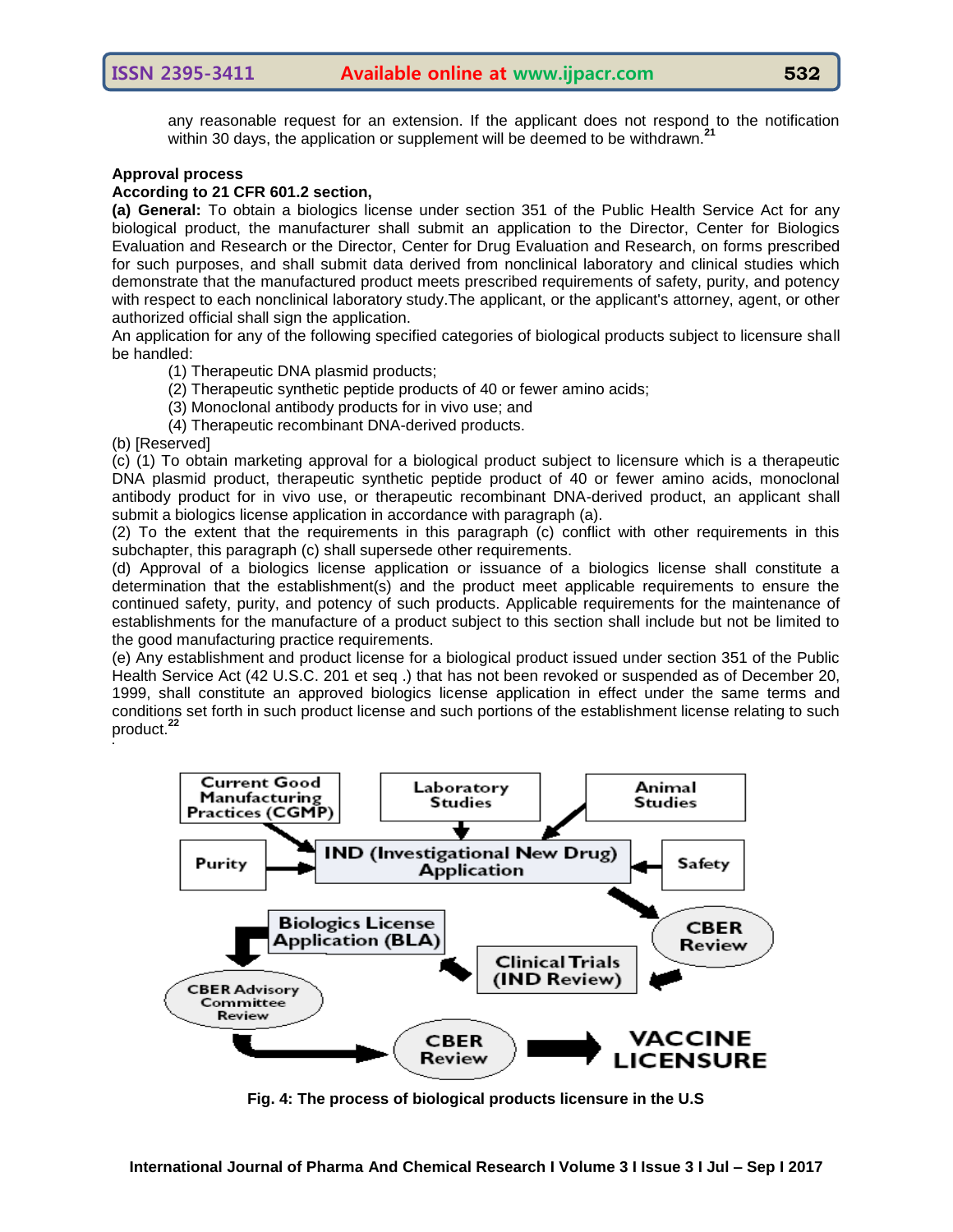any reasonable request for an extension. If the applicant does not respond to the notification within 30 days, the application or supplement will be deemed to be withdrawn.[21]

**Approval process**

**According to 21 CFR 601.2 section,**

**(a) General:** To obtain a biologics license under section 351 of the Public Health Service Act for any biological product, the manufacturer shall submit an application to the Director, Center for Biologics Evaluation and Research or the Director, Center for Drug Evaluation and Research, on forms prescribed for such purposes, and shall submit data derived from nonclinical laboratory and clinical studies which demonstrate that the manufactured product meets prescribed requirements of safety, purity, and potency with respect to each nonclinical laboratory study.The applicant, or the applicant's attorney, agent, or other authorized official shall sign the application.

An application for any of the following specified categories of biological products subject to licensure shall be handled:

(1) Therapeutic DNA plasmid products;
(2) Therapeutic synthetic peptide products of 40 or fewer amino acids;
(3) Monoclonal antibody products for in vivo use; and
(4) Therapeutic recombinant DNA-derived products.

(b) [Reserved]

(c) (1) To obtain marketing approval for a biological product subject to licensure which is a therapeutic DNA plasmid product, therapeutic synthetic peptide product of 40 or fewer amino acids, monoclonal antibody product for in vivo use, or therapeutic recombinant DNA-derived product, an applicant shall submit a biologics license application in accordance with paragraph (a).

(2) To the extent that the requirements in this paragraph (c) conflict with other requirements in this subchapter, this paragraph (c) shall supersede other requirements.

(d) Approval of a biologics license application or issuance of a biologics license shall constitute a determination that the establishment(s) and the product meet applicable requirements to ensure the continued safety, purity, and potency of such products. Applicable requirements for the maintenance of establishments for the manufacture of a product subject to this section shall include but not be limited to the good manufacturing practice requirements.

(e) Any establishment and product license for a biological product issued under section 351 of the Public Health Service Act (42 U.S.C. 201 et seq .) that has not been revoked or suspended as of December 20, 1999, shall constitute an approved biologics license application in effect under the same terms and conditions set forth in such product license and such portions of the establishment license relating to such product.[22]

**Fig. 4: The process of biological products licensure in the U.S**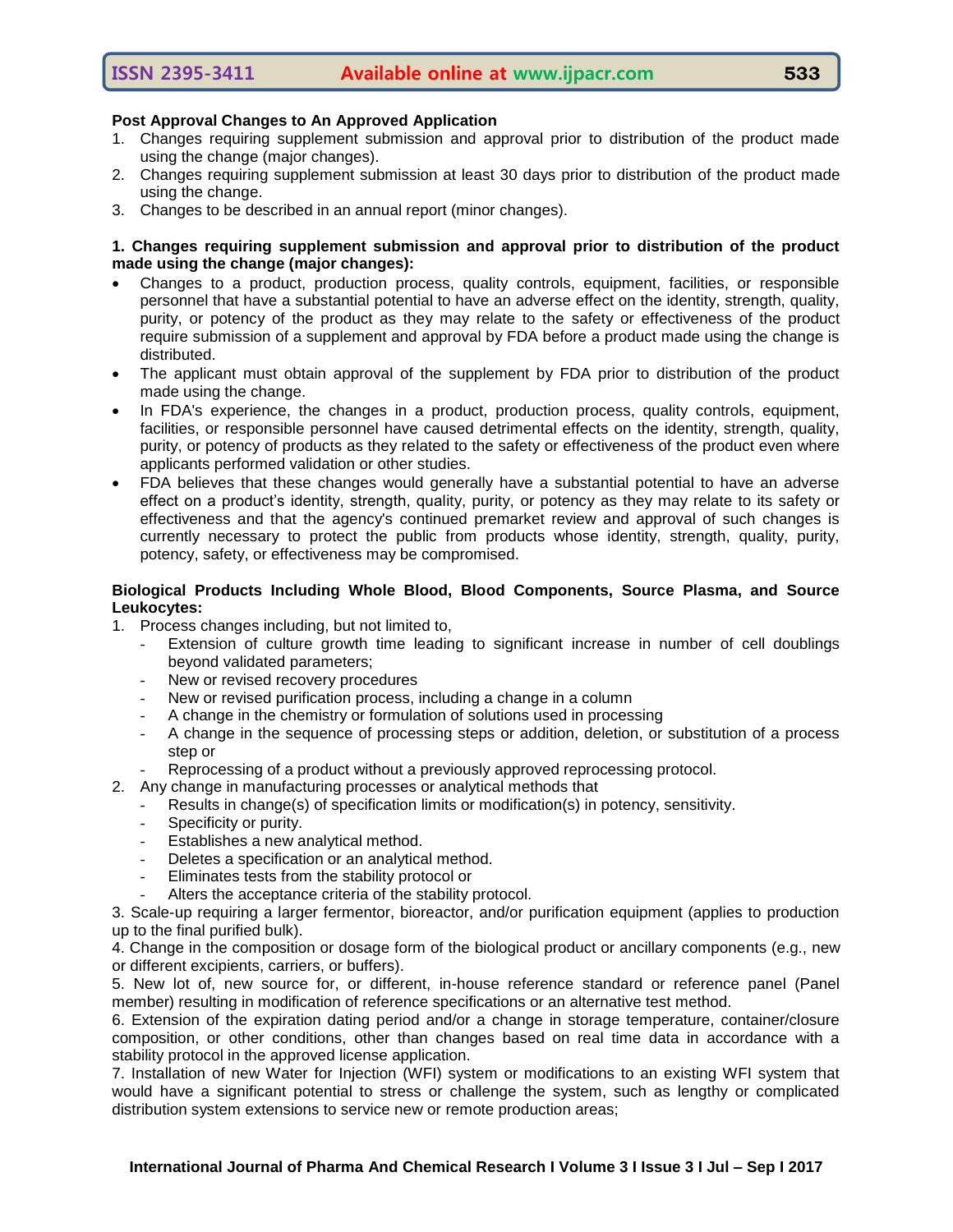**Post Approval Changes to An Approved Application**

1. Changes requiring supplement submission and approval prior to distribution of the product made using the change (major changes).
2. Changes requiring supplement submission at least 30 days prior to distribution of the product made using the change.
3. Changes to be described in an annual report (minor changes).

**1. Changes requiring supplement submission and approval prior to distribution of the product made using the change (major changes):**

- Changes to a product, production process, quality controls, equipment, facilities, or responsible personnel that have a substantial potential to have an adverse effect on the identity, strength, quality, purity, or potency of the product as they may relate to the safety or effectiveness of the product require submission of a supplement and approval by FDA before a product made using the change is distributed.
- The applicant must obtain approval of the supplement by FDA prior to distribution of the product made using the change.
- In FDA's experience, the changes in a product, production process, quality controls, equipment, facilities, or responsible personnel have caused detrimental effects on the identity, strength, quality, purity, or potency of products as they related to the safety or effectiveness of the product even where applicants performed validation or other studies.
- FDA believes that these changes would generally have a substantial potential to have an adverse effect on a product's identity, strength, quality, purity, or potency as they may relate to its safety or effectiveness and that the agency's continued premarket review and approval of such changes is currently necessary to protect the public from products whose identity, strength, quality, purity, potency, safety, or effectiveness may be compromised.

**Biological Products Including Whole Blood, Blood Components, Source Plasma, and Source Leukocytes:**

1. Process changes including, but not limited to,
   - Extension of culture growth time leading to significant increase in number of cell doublings beyond validated parameters;
   - New or revised recovery procedures
   - New or revised purification process, including a change in a column
   - A change in the chemistry or formulation of solutions used in processing
   - A change in the sequence of processing steps or addition, deletion, or substitution of a process step or
   - Reprocessing of a product without a previously approved reprocessing protocol.
2. Any change in manufacturing processes or analytical methods that
   - Results in change(s) of specification limits or modification(s) in potency, sensitivity.
   - Specificity or purity.
   - Establishes a new analytical method.
   - Deletes a specification or an analytical method.
   - Eliminates tests from the stability protocol or
   - Alters the acceptance criteria of the stability protocol.

3. Scale-up requiring a larger fermentor, bioreactor, and/or purification equipment (applies to production up to the final purified bulk).

4. Change in the composition or dosage form of the biological product or ancillary components (e.g., new or different excipients, carriers, or buffers).

5. New lot of, new source for, or different, in-house reference standard or reference panel (Panel member) resulting in modification of reference specifications or an alternative test method.

6. Extension of the expiration dating period and/or a change in storage temperature, container/closure composition, or other conditions, other than changes based on real time data in accordance with a stability protocol in the approved license application.

7. Installation of new Water for Injection (WFI) system or modifications to an existing WFI system that would have a significant potential to stress or challenge the system, such as lengthy or complicated distribution system extensions to service new or remote production areas;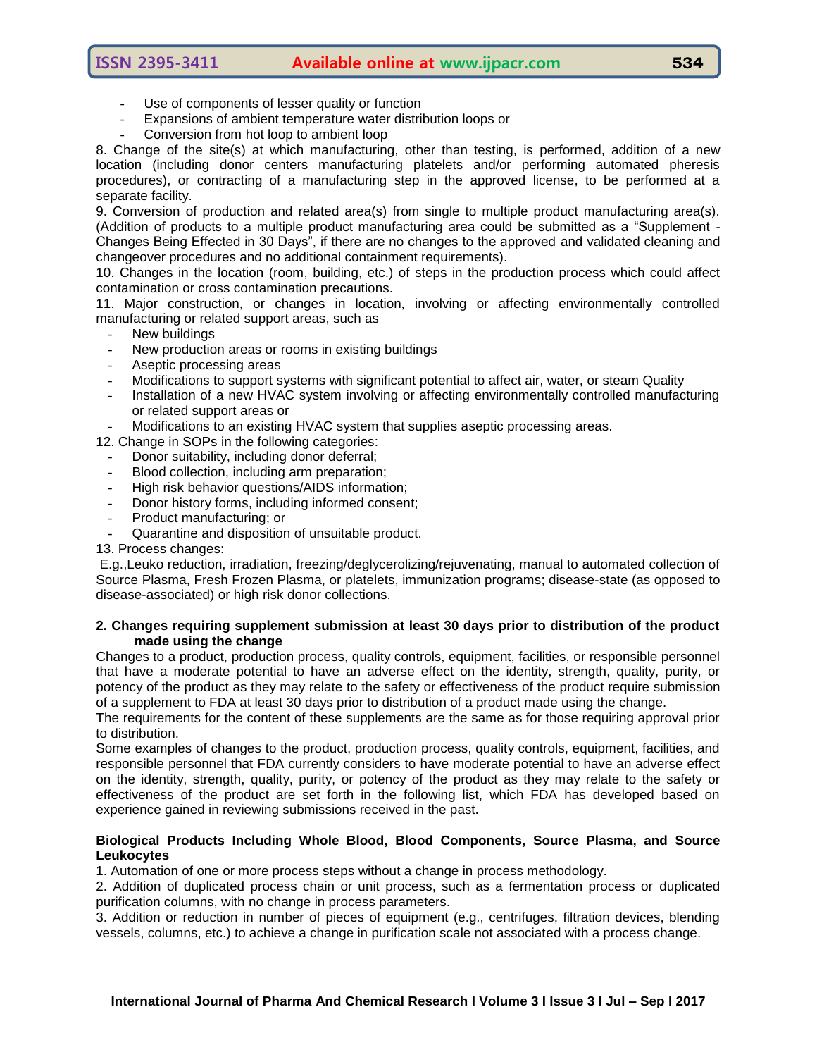- Use of components of lesser quality or function
- Expansions of ambient temperature water distribution loops or
- Conversion from hot loop to ambient loop

8. Change of the site(s) at which manufacturing, other than testing, is performed, addition of a new location (including donor centers manufacturing platelets and/or performing automated pheresis procedures), or contracting of a manufacturing step in the approved license, to be performed at a separate facility.

9. Conversion of production and related area(s) from single to multiple product manufacturing area(s). (Addition of products to a multiple product manufacturing area could be submitted as a "Supplement - Changes Being Effected in 30 Days", if there are no changes to the approved and validated cleaning and changeover procedures and no additional containment requirements).

10. Changes in the location (room, building, etc.) of steps in the production process which could affect contamination or cross contamination precautions.

11. Major construction, or changes in location, involving or affecting environmentally controlled manufacturing or related support areas, such as

- New buildings
- New production areas or rooms in existing buildings
- Aseptic processing areas
- Modifications to support systems with significant potential to affect air, water, or steam Quality
- Installation of a new HVAC system involving or affecting environmentally controlled manufacturing or related support areas or
- Modifications to an existing HVAC system that supplies aseptic processing areas.

12. Change in SOPs in the following categories:

- Donor suitability, including donor deferral;
- Blood collection, including arm preparation;
- High risk behavior questions/AIDS information;
- Donor history forms, including informed consent;
- Product manufacturing; or
- Quarantine and disposition of unsuitable product.

13. Process changes:

E.g.,Leuko reduction, irradiation, freezing/deglycerolizing/rejuvenating, manual to automated collection of Source Plasma, Fresh Frozen Plasma, or platelets, immunization programs; disease-state (as opposed to disease-associated) or high risk donor collections.

**2. Changes requiring supplement submission at least 30 days prior to distribution of the product made using the change**

Changes to a product, production process, quality controls, equipment, facilities, or responsible personnel that have a moderate potential to have an adverse effect on the identity, strength, quality, purity, or potency of the product as they may relate to the safety or effectiveness of the product require submission of a supplement to FDA at least 30 days prior to distribution of a product made using the change.

The requirements for the content of these supplements are the same as for those requiring approval prior to distribution.

Some examples of changes to the product, production process, quality controls, equipment, facilities, and responsible personnel that FDA currently considers to have moderate potential to have an adverse effect on the identity, strength, quality, purity, or potency of the product as they may relate to the safety or effectiveness of the product are set forth in the following list, which FDA has developed based on experience gained in reviewing submissions received in the past.

**Biological Products Including Whole Blood, Blood Components, Source Plasma, and Source Leukocytes**

1. Automation of one or more process steps without a change in process methodology.
2. Addition of duplicated process chain or unit process, such as a fermentation process or duplicated purification columns, with no change in process parameters.
3. Addition or reduction in number of pieces of equipment (e.g., centrifuges, filtration devices, blending vessels, columns, etc.) to achieve a change in purification scale not associated with a process change.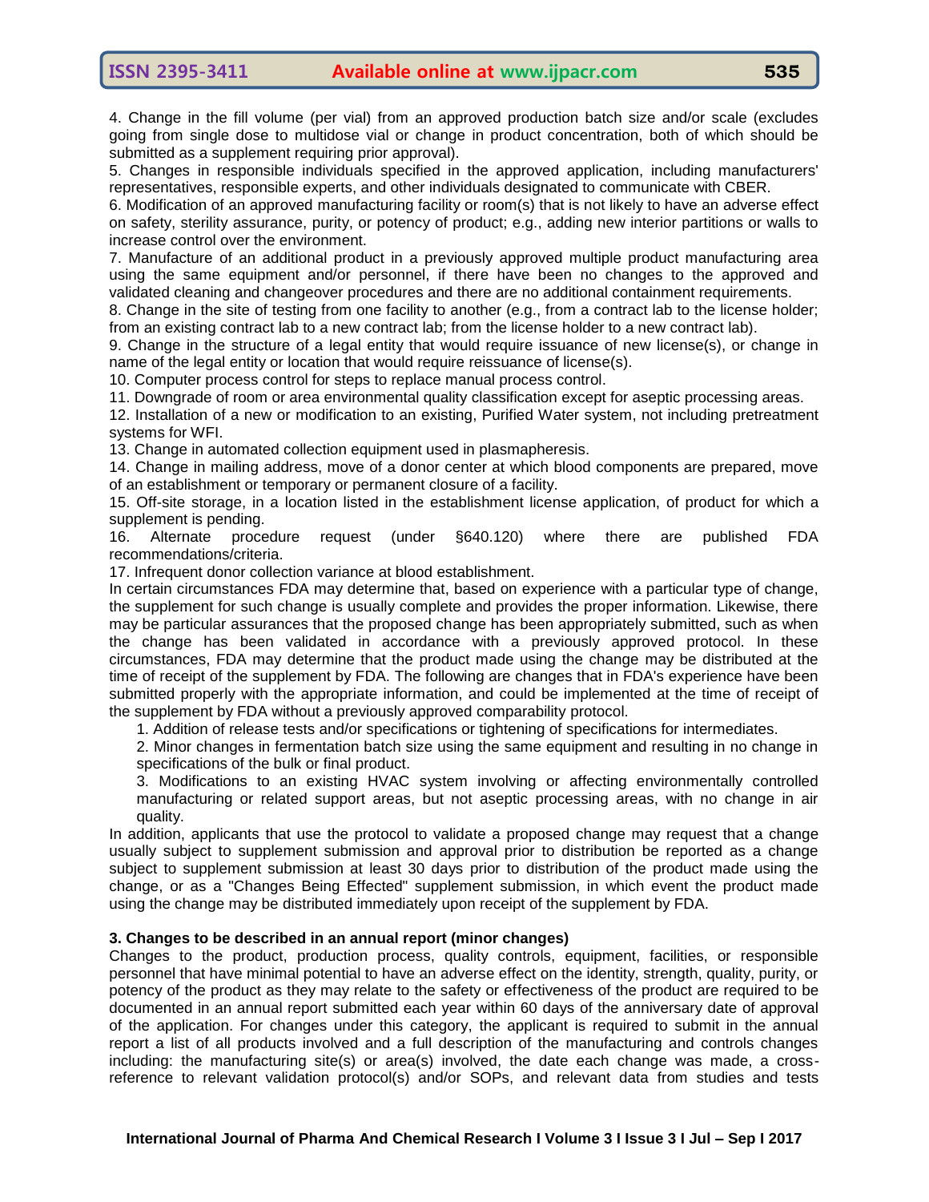4. Change in the fill volume (per vial) from an approved production batch size and/or scale (excludes going from single dose to multidose vial or change in product concentration, both of which should be submitted as a supplement requiring prior approval).

5. Changes in responsible individuals specified in the approved application, including manufacturers' representatives, responsible experts, and other individuals designated to communicate with CBER.

6. Modification of an approved manufacturing facility or room(s) that is not likely to have an adverse effect on safety, sterility assurance, purity, or potency of product; e.g., adding new interior partitions or walls to increase control over the environment.

7. Manufacture of an additional product in a previously approved multiple product manufacturing area using the same equipment and/or personnel, if there have been no changes to the approved and validated cleaning and changeover procedures and there are no additional containment requirements.

8. Change in the site of testing from one facility to another (e.g., from a contract lab to the license holder; from an existing contract lab to a new contract lab; from the license holder to a new contract lab).

9. Change in the structure of a legal entity that would require issuance of new license(s), or change in name of the legal entity or location that would require reissuance of license(s).

10. Computer process control for steps to replace manual process control.

11. Downgrade of room or area environmental quality classification except for aseptic processing areas.

12. Installation of a new or modification to an existing, Purified Water system, not including pretreatment systems for WFI.

13. Change in automated collection equipment used in plasmapheresis.

14. Change in mailing address, move of a donor center at which blood components are prepared, move of an establishment or temporary or permanent closure of a facility.

15. Off-site storage, in a location listed in the establishment license application, of product for which a supplement is pending.

16. Alternate procedure request (under §640.120) where there are published FDA recommendations/criteria.

17. Infrequent donor collection variance at blood establishment.

In certain circumstances FDA may determine that, based on experience with a particular type of change, the supplement for such change is usually complete and provides the proper information. Likewise, there may be particular assurances that the proposed change has been appropriately submitted, such as when the change has been validated in accordance with a previously approved protocol. In these circumstances, FDA may determine that the product made using the change may be distributed at the time of receipt of the supplement by FDA. The following are changes that in FDA's experience have been submitted properly with the appropriate information, and could be implemented at the time of receipt of the supplement by FDA without a previously approved comparability protocol.

1. Addition of release tests and/or specifications or tightening of specifications for intermediates.
2. Minor changes in fermentation batch size using the same equipment and resulting in no change in specifications of the bulk or final product.
3. Modifications to an existing HVAC system involving or affecting environmentally controlled manufacturing or related support areas, but not aseptic processing areas, with no change in air quality.

In addition, applicants that use the protocol to validate a proposed change may request that a change usually subject to supplement submission and approval prior to distribution be reported as a change subject to supplement submission at least 30 days prior to distribution of the product made using the change, or as a "Changes Being Effected" supplement submission, in which event the product made using the change may be distributed immediately upon receipt of the supplement by FDA.

**3. Changes to be described in an annual report (minor changes)**

Changes to the product, production process, quality controls, equipment, facilities, or responsible personnel that have minimal potential to have an adverse effect on the identity, strength, quality, purity, or potency of the product as they may relate to the safety or effectiveness of the product are required to be documented in an annual report submitted each year within 60 days of the anniversary date of approval of the application. For changes under this category, the applicant is required to submit in the annual report a list of all products involved and a full description of the manufacturing and controls changes including: the manufacturing site(s) or area(s) involved, the date each change was made, a cross-reference to relevant validation protocol(s) and/or SOPs, and relevant data from studies and tests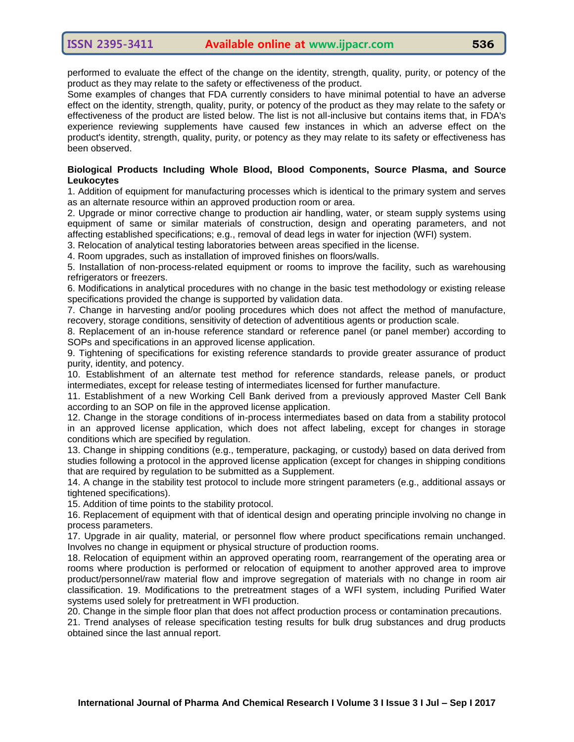performed to evaluate the effect of the change on the identity, strength, quality, purity, or potency of the product as they may relate to the safety or effectiveness of the product.

Some examples of changes that FDA currently considers to have minimal potential to have an adverse effect on the identity, strength, quality, purity, or potency of the product as they may relate to the safety or effectiveness of the product are listed below. The list is not all-inclusive but contains items that, in FDA's experience reviewing supplements have caused few instances in which an adverse effect on the product's identity, strength, quality, purity, or potency as they may relate to its safety or effectiveness has been observed.

**Biological Products Including Whole Blood, Blood Components, Source Plasma, and Source Leukocytes**

1. Addition of equipment for manufacturing processes which is identical to the primary system and serves as an alternate resource within an approved production room or area.
2. Upgrade or minor corrective change to production air handling, water, or steam supply systems using equipment of same or similar materials of construction, design and operating parameters, and not affecting established specifications; e.g., removal of dead legs in water for injection (WFI) system.
3. Relocation of analytical testing laboratories between areas specified in the license.
4. Room upgrades, such as installation of improved finishes on floors/walls.
5. Installation of non-process-related equipment or rooms to improve the facility, such as warehousing refrigerators or freezers.
6. Modifications in analytical procedures with no change in the basic test methodology or existing release specifications provided the change is supported by validation data.
7. Change in harvesting and/or pooling procedures which does not affect the method of manufacture, recovery, storage conditions, sensitivity of detection of adventitious agents or production scale.
8. Replacement of an in-house reference standard or reference panel (or panel member) according to SOPs and specifications in an approved license application.
9. Tightening of specifications for existing reference standards to provide greater assurance of product purity, identity, and potency.
10. Establishment of an alternate test method for reference standards, release panels, or product intermediates, except for release testing of intermediates licensed for further manufacture.
11. Establishment of a new Working Cell Bank derived from a previously approved Master Cell Bank according to an SOP on file in the approved license application.
12. Change in the storage conditions of in-process intermediates based on data from a stability protocol in an approved license application, which does not affect labeling, except for changes in storage conditions which are specified by regulation.
13. Change in shipping conditions (e.g., temperature, packaging, or custody) based on data derived from studies following a protocol in the approved license application (except for changes in shipping conditions that are required by regulation to be submitted as a Supplement.
14. A change in the stability test protocol to include more stringent parameters (e.g., additional assays or tightened specifications).
15. Addition of time points to the stability protocol.
16. Replacement of equipment with that of identical design and operating principle involving no change in process parameters.
17. Upgrade in air quality, material, or personnel flow where product specifications remain unchanged. Involves no change in equipment or physical structure of production rooms.
18. Relocation of equipment within an approved operating room, rearrangement of the operating area or rooms where production is performed or relocation of equipment to another approved area to improve product/personnel/raw material flow and improve segregation of materials with no change in room air classification. 19. Modifications to the pretreatment stages of a WFI system, including Purified Water systems used solely for pretreatment in WFI production.
20. Change in the simple floor plan that does not affect production process or contamination precautions.
21. Trend analyses of release specification testing results for bulk drug substances and drug products obtained since the last annual report.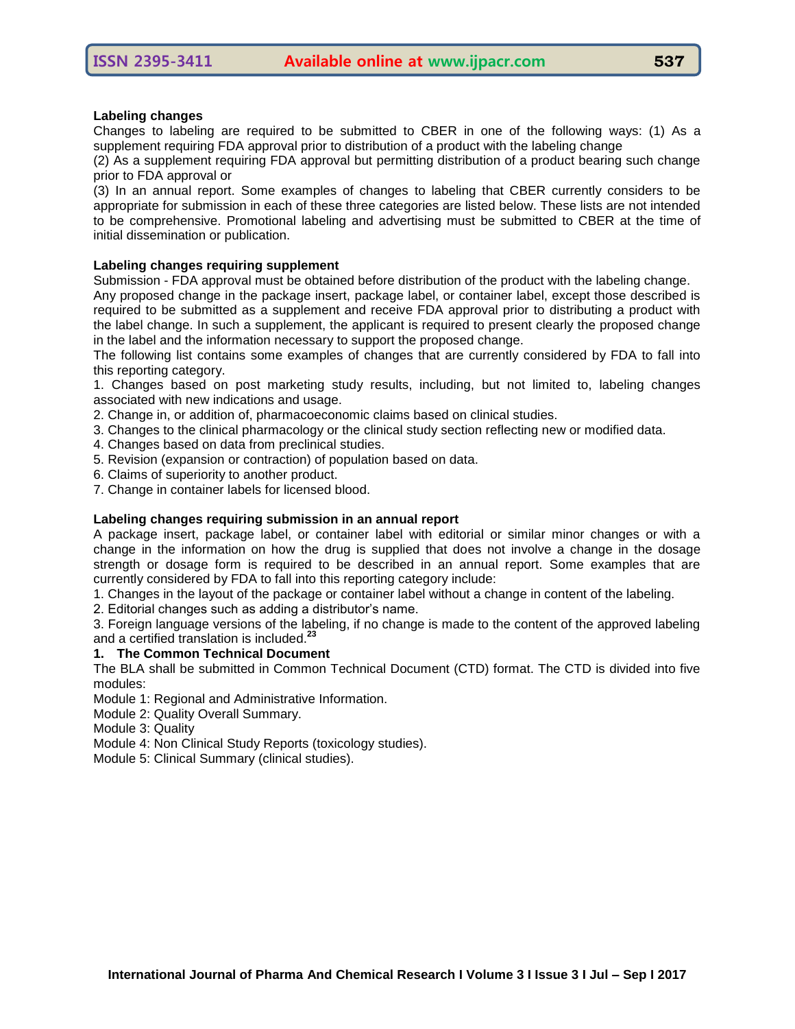**Labeling changes**

Changes to labeling are required to be submitted to CBER in one of the following ways: (1) As a supplement requiring FDA approval prior to distribution of a product with the labeling change

(2) As a supplement requiring FDA approval but permitting distribution of a product bearing such change prior to FDA approval or

(3) In an annual report. Some examples of changes to labeling that CBER currently considers to be appropriate for submission in each of these three categories are listed below. These lists are not intended to be comprehensive. Promotional labeling and advertising must be submitted to CBER at the time of initial dissemination or publication.

**Labeling changes requiring supplement**

Submission - FDA approval must be obtained before distribution of the product with the labeling change.

Any proposed change in the package insert, package label, or container label, except those described is required to be submitted as a supplement and receive FDA approval prior to distributing a product with the label change. In such a supplement, the applicant is required to present clearly the proposed change in the label and the information necessary to support the proposed change.

The following list contains some examples of changes that are currently considered by FDA to fall into this reporting category.

1. Changes based on post marketing study results, including, but not limited to, labeling changes associated with new indications and usage.
2. Change in, or addition of, pharmacoeconomic claims based on clinical studies.
3. Changes to the clinical pharmacology or the clinical study section reflecting new or modified data.
4. Changes based on data from preclinical studies.
5. Revision (expansion or contraction) of population based on data.
6. Claims of superiority to another product.
7. Change in container labels for licensed blood.

**Labeling changes requiring submission in an annual report**

A package insert, package label, or container label with editorial or similar minor changes or with a change in the information on how the drug is supplied that does not involve a change in the dosage strength or dosage form is required to be described in an annual report. Some examples that are currently considered by FDA to fall into this reporting category include:

1. Changes in the layout of the package or container label without a change in content of the labeling.
2. Editorial changes such as adding a distributor's name.
3. Foreign language versions of the labeling, if no change is made to the content of the approved labeling and a certified translation is included.[23]

**1. The Common Technical Document**

The BLA shall be submitted in Common Technical Document (CTD) format. The CTD is divided into five modules:

Module 1: Regional and Administrative Information.

Module 2: Quality Overall Summary.

Module 3: Quality

Module 4: Non Clinical Study Reports (toxicology studies).

Module 5: Clinical Summary (clinical studies).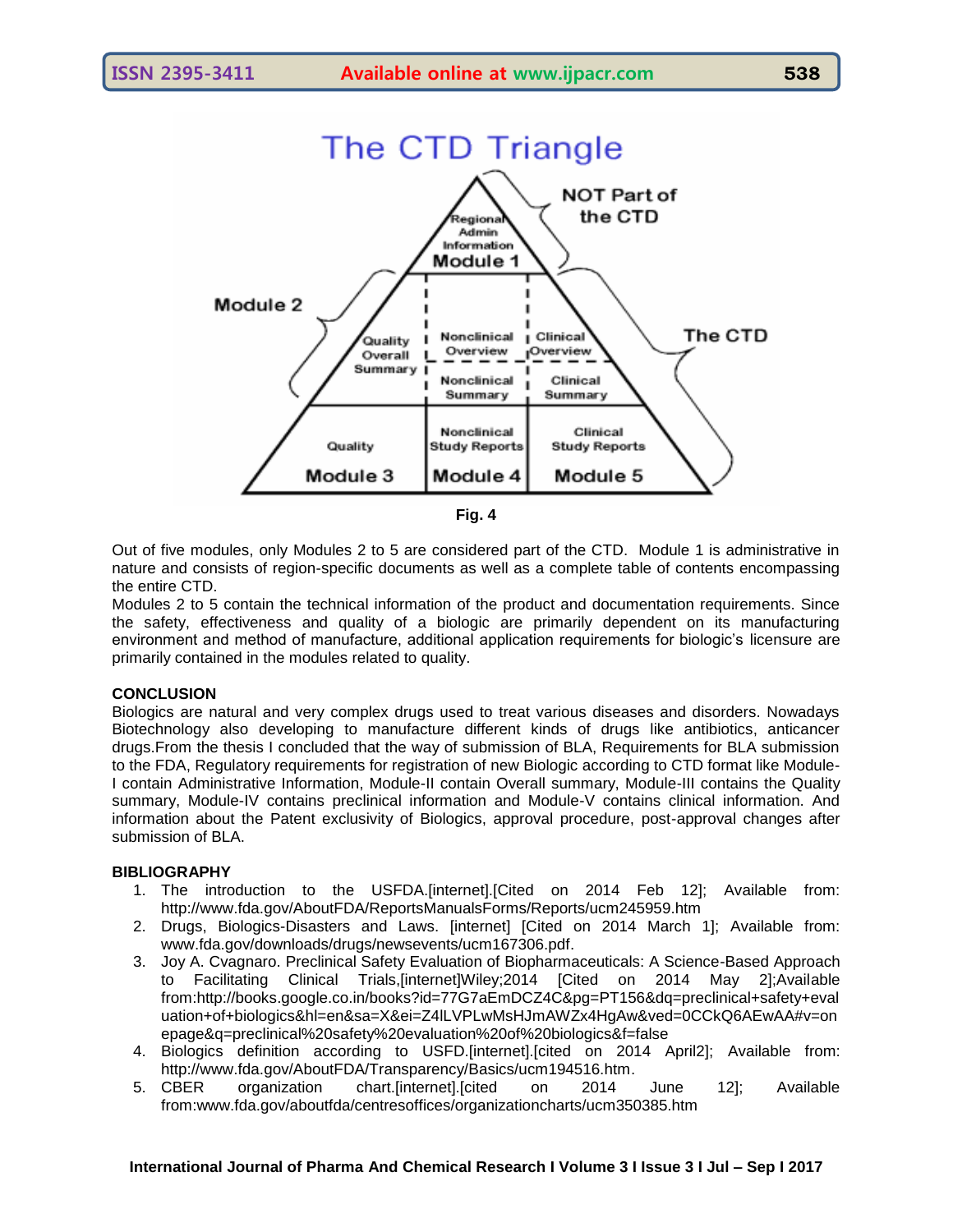**Fig. 4**

Out of five modules, only Modules 2 to 5 are considered part of the CTD. Module 1 is administrative in nature and consists of region-specific documents as well as a complete table of contents encompassing the entire CTD.

Modules 2 to 5 contain the technical information of the product and documentation requirements. Since the safety, effectiveness and quality of a biologic are primarily dependent on its manufacturing environment and method of manufacture, additional application requirements for biologic's licensure are primarily contained in the modules related to quality.

## CONCLUSION

Biologics are natural and very complex drugs used to treat various diseases and disorders. Nowadays Biotechnology also developing to manufacture different kinds of drugs like antibiotics, anticancer drugs.From the thesis I concluded that the way of submission of BLA, Requirements for BLA submission to the FDA, Regulatory requirements for registration of new Biologic according to CTD format like Module-I contain Administrative Information, Module-II contain Overall summary, Module-III contains the Quality summary, Module-IV contains preclinical information and Module-V contains clinical information. And information about the Patent exclusivity of Biologics, approval procedure, post-approval changes after submission of BLA.

## BIBLIOGRAPHY

1. The introduction to the USFDA.[internet].[Cited on 2014 Feb 12]; Available from: http://www.fda.gov/AboutFDA/ReportsManualsForms/Reports/ucm245959.htm
2. Drugs, Biologics-Disasters and Laws. [internet] [Cited on 2014 March 1]; Available from: www.fda.gov/downloads/drugs/newsevents/ucm167306.pdf.
3. Joy A. Cvagnaro. Preclinical Safety Evaluation of Biopharmaceuticals: A Science-Based Approach to Facilitating Clinical Trials,[internet]Wiley;2014 [Cited on 2014 May 2];Available from:http://books.google.co.in/books?id=77G7aEmDCZ4C&pg=PT156&dq=preclinical+safety+evaluation+of+biologics&hl=en&sa=X&ei=Z4lLVPLwMsHJmAWZx4HgAw&ved=0CCkQ6AEwAA#v=onepage&q=preclinical%20safety%20evaluation%20of%20biologics&f=false
4. Biologics definition according to USFD.[internet].[cited on 2014 April2]; Available from: http://www.fda.gov/AboutFDA/Transparency/Basics/ucm194516.htm.
5. CBER organization chart.[internet].[cited on 2014 June 12]; Available from:www.fda.gov/aboutfda/centresoffices/organizationcharts/ucm350385.htm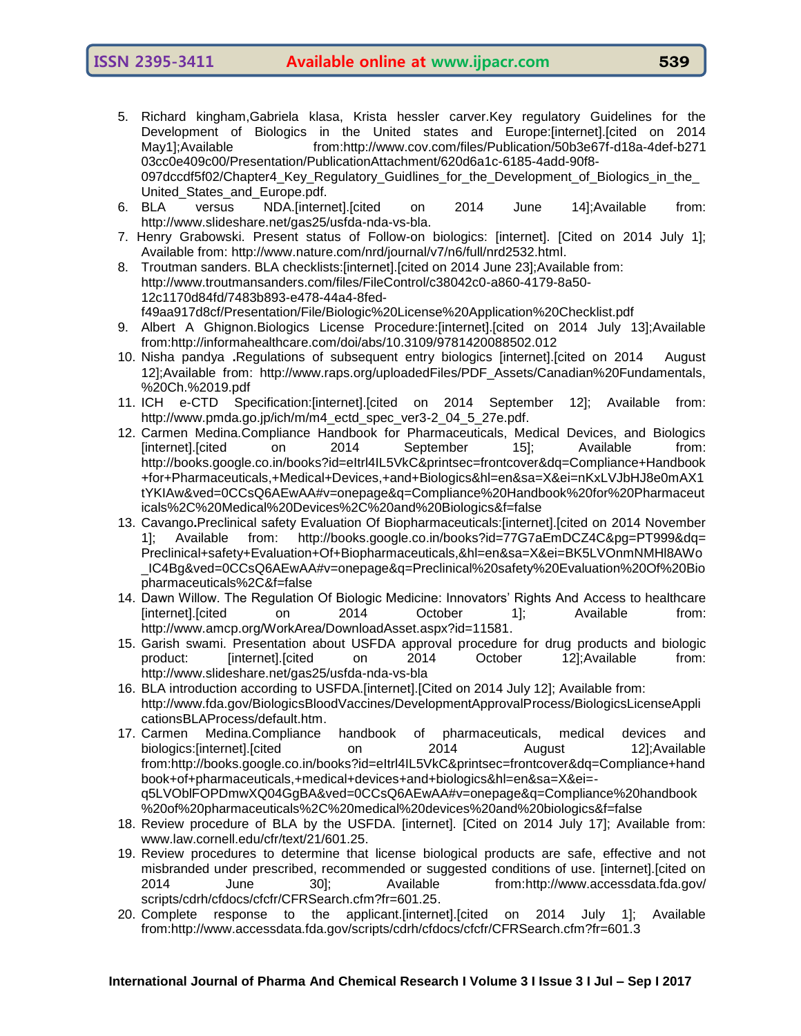5. Richard kingham,Gabriela klasa, Krista hessler carver.Key regulatory Guidelines for the Development of Biologics in the United states and Europe:[internet].[cited on 2014 May1];Available from:http://www.cov.com/files/Publication/50b3e67f-d18a-4def-b271 03cc0e409c00/Presentation/PublicationAttachment/620d6a1c-6185-4add-90f8-097dccdf5f02/Chapter4_Key_Regulatory_Guidlines_for_the_Development_of_Biologics_in_the_United_States_and_Europe.pdf.
6. BLA versus NDA.[internet].[cited on 2014 June 14];Available from: http://www.slideshare.net/gas25/usfda-nda-vs-bla.
7. Henry Grabowski. Present status of Follow-on biologics: [internet]. [Cited on 2014 July 1]; Available from: http://www.nature.com/nrd/journal/v7/n6/full/nrd2532.html.
8. Troutman sanders. BLA checklists:[internet].[cited on 2014 June 23];Available from: http://www.troutmansanders.com/files/FileControl/c38042c0-a860-4179-8a50-12c1170d84fd/7483b893-e478-44a4-8fed-f49aa917d8cf/Presentation/File/Biologic%20License%20Application%20Checklist.pdf
9. Albert A Ghignon.Biologics License Procedure:[internet].[cited on 2014 July 13];Available from:http://informahealthcare.com/doi/abs/10.3109/9781420088502.012
10. Nisha pandya **.**Regulations of subsequent entry biologics [internet].[cited on 2014 August 12];Available from: http://www.raps.org/uploadedFiles/PDF_Assets/Canadian%20Fundamentals,%20Ch.%2019.pdf
11. ICH e-CTD Specification:[internet].[cited on 2014 September 12]; Available from: http://www.pmda.go.jp/ich/m/m4_ectd_spec_ver3-2_04_5_27e.pdf.
12. Carmen Medina.Compliance Handbook for Pharmaceuticals, Medical Devices, and Biologics [internet].[cited on 2014 September 15]; Available from: http://books.google.co.in/books?id=eItrl4IL5VkC&printsec=frontcover&dq=Compliance+Handbook+for+Pharmaceuticals,+Medical+Devices,+and+Biologics&hl=en&sa=X&ei=nKxLVJbHJ8e0mAX1tYKIAw&ved=0CCsQ6AEwAA#v=onepage&q=Compliance%20Handbook%20for%20Pharmaceuticals%2C%20Medical%20Devices%2C%20and%20Biologics&f=false
13. Cavango**.**Preclinical safety Evaluation Of Biopharmaceuticals:[internet].[cited on 2014 November 1]; Available from: http://books.google.co.in/books?id=77G7aEmDCZ4C&pg=PT999&dq=Preclinical+safety+Evaluation+Of+Biopharmaceuticals,&hl=en&sa=X&ei=BK5LVOnmNMHl8AWo_IC4Bg&ved=0CCsQ6AEwAA#v=onepage&q=Preclinical%20safety%20Evaluation%20Of%20Biopharmaceuticals%2C&f=false
14. Dawn Willow. The Regulation Of Biologic Medicine: Innovators' Rights And Access to healthcare [internet].[cited on 2014 October 1]; Available from: http://www.amcp.org/WorkArea/DownloadAsset.aspx?id=11581.
15. Garish swami. Presentation about USFDA approval procedure for drug products and biologic product: [internet].[cited on 2014 October 12];Available from: http://www.slideshare.net/gas25/usfda-nda-vs-bla
16. BLA introduction according to USFDA.[internet].[Cited on 2014 July 12]; Available from: http://www.fda.gov/BiologicsBloodVaccines/DevelopmentApprovalProcess/BiologicsLicenseApplicationsBLAProcess/default.htm.
17. Carmen Medina.Compliance handbook of pharmaceuticals, medical devices and biologics:[internet].[cited on 2014 August 12];Available from:http://books.google.co.in/books?id=eItrl4IL5VkC&printsec=frontcover&dq=Compliance+handbook+of+pharmaceuticals,+medical+devices+and+biologics&hl=en&sa=X&ei=-q5LVOblFOPDmwXQ04GgBA&ved=0CCsQ6AEwAA#v=onepage&q=Compliance%20handbook%20of%20pharmaceuticals%2C%20medical%20devices%20and%20biologics&f=false
18. Review procedure of BLA by the USFDA. [internet]. [Cited on 2014 July 17]; Available from: www.law.cornell.edu/cfr/text/21/601.25.
19. Review procedures to determine that license biological products are safe, effective and not misbranded under prescribed, recommended or suggested conditions of use. [internet].[cited on 2014 June 30]; Available from:http://www.accessdata.fda.gov/scripts/cdrh/cfdocs/cfcfr/CFRSearch.cfm?fr=601.25.
20. Complete response to the applicant.[internet].[cited on 2014 July 1]; Available from:http://www.accessdata.fda.gov/scripts/cdrh/cfdocs/cfcfr/CFRSearch.cfm?fr=601.3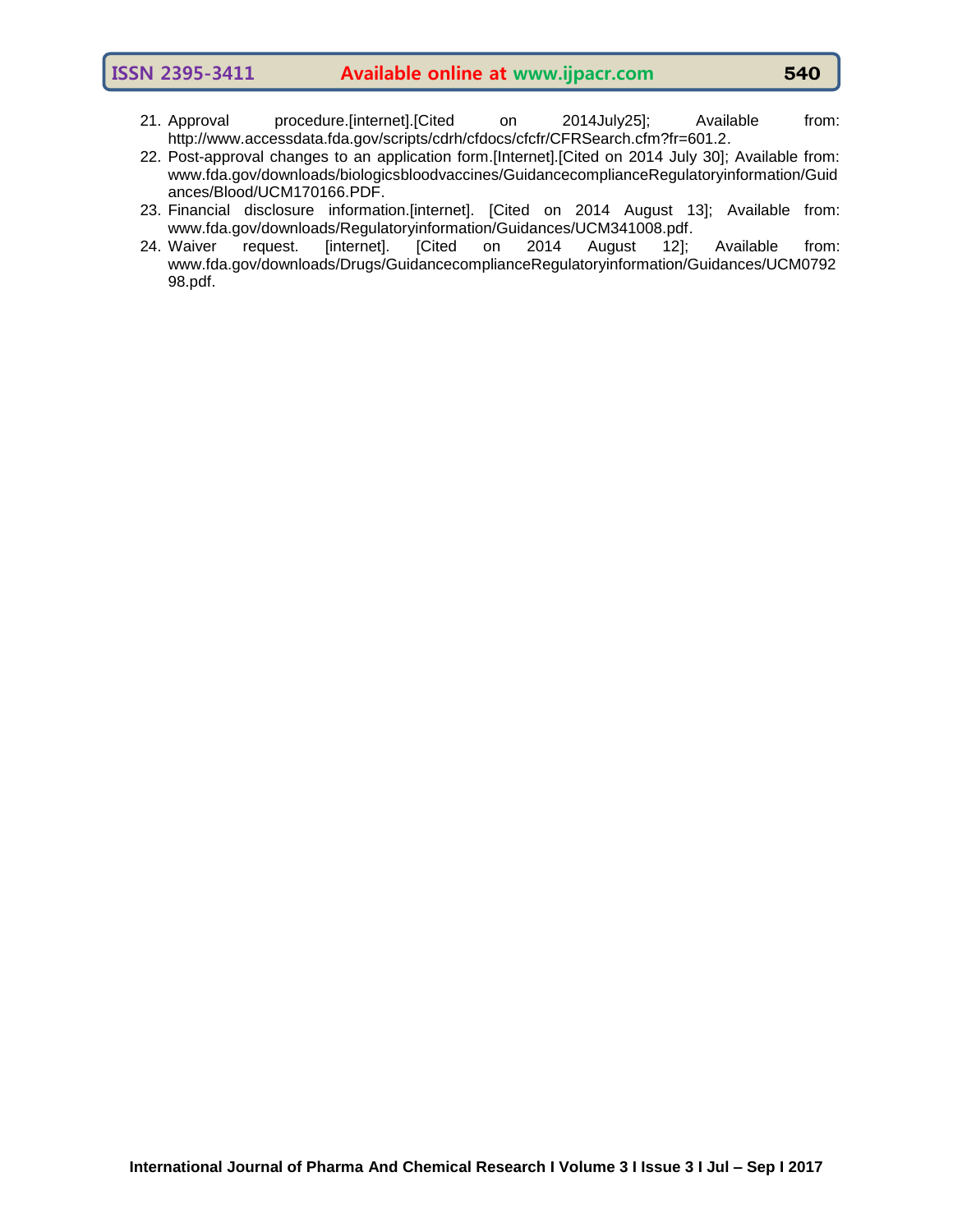21. Approval procedure.[internet].[Cited on 2014July25]; Available from: http://www.accessdata.fda.gov/scripts/cdrh/cfdocs/cfcfr/CFRSearch.cfm?fr=601.2.
22. Post-approval changes to an application form.[Internet].[Cited on 2014 July 30]; Available from: www.fda.gov/downloads/biologicsbloodvaccines/GuidancecomplianceRegulatoryinformation/Guidances/Blood/UCM170166.PDF.
23. Financial disclosure information.[internet]. [Cited on 2014 August 13]; Available from: www.fda.gov/downloads/Regulatoryinformation/Guidances/UCM341008.pdf.
24. Waiver request. [internet]. [Cited on 2014 August 12]; Available from: www.fda.gov/downloads/Drugs/GuidancecomplianceRegulatoryinformation/Guidances/UCM079298.pdf.